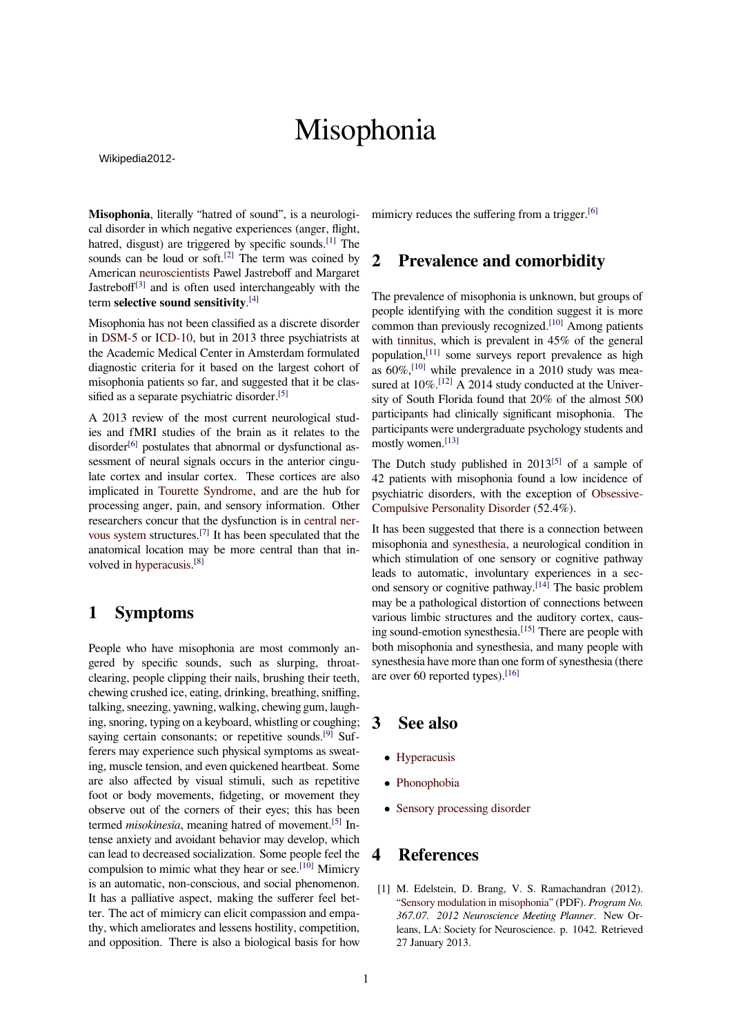# Misophonia

Wikipedia2012-

**Misophonia**, literally "hatred of sound", is a neurological disorder in which negative experiences (anger, flight, hatred, disgust) are triggered by specific sounds.[1] The sounds can be loud or soft.[2] The term was coined by American neuroscientists Pawel Jastreboff and Margaret Jastreboff[3] and is often used interchangeably with the term **selective sound sensitivity**.[4]

Misophonia has not been classified as a discrete disorder in DSM-5 or ICD-10, but in 2013 three psychiatrists at the Academic Medical Center in Amsterdam formulated diagnostic criteria for it based on the largest cohort of misophonia patients so far, and suggested that it be classified as a separate psychiatric disorder.[5]

A 2013 review of the most current neurological studies and fMRI studies of the brain as it relates to the disorder[6] postulates that abnormal or dysfunctional assessment of neural signals occurs in the anterior cingulate cortex and insular cortex. These cortices are also implicated in Tourette Syndrome, and are the hub for processing anger, pain, and sensory information. Other researchers concur that the dysfunction is in central nervous system structures.[7] It has been speculated that the anatomical location may be more central than that involved in hyperacusis.[8]

## 1 Symptoms

People who have misophonia are most commonly angered by specific sounds, such as slurping, throat-clearing, people clipping their nails, brushing their teeth, chewing crushed ice, eating, drinking, breathing, sniffing, talking, sneezing, yawning, walking, chewing gum, laughing, snoring, typing on a keyboard, whistling or coughing; saying certain consonants; or repetitive sounds.[9] Sufferers may experience such physical symptoms as sweating, muscle tension, and even quickened heartbeat. Some are also affected by visual stimuli, such as repetitive foot or body movements, fidgeting, or movement they observe out of the corners of their eyes; this has been termed *misokinesia*, meaning hatred of movement.[5] Intense anxiety and avoidant behavior may develop, which can lead to decreased socialization. Some people feel the compulsion to mimic what they hear or see.[10] Mimicry is an automatic, non-conscious, and social phenomenon. It has a palliative aspect, making the sufferer feel better. The act of mimicry can elicit compassion and empathy, which ameliorates and lessens hostility, competition, and opposition. There is also a biological basis for how mimicry reduces the suffering from a trigger.[6]

## 2 Prevalence and comorbidity

The prevalence of misophonia is unknown, but groups of people identifying with the condition suggest it is more common than previously recognized.[10] Among patients with tinnitus, which is prevalent in 45% of the general population,[11] some surveys report prevalence as high as 60%,[10] while prevalence in a 2010 study was measured at 10%.[12] A 2014 study conducted at the University of South Florida found that 20% of the almost 500 participants had clinically significant misophonia. The participants were undergraduate psychology students and mostly women.[13]

The Dutch study published in 2013[5] of a sample of 42 patients with misophonia found a low incidence of psychiatric disorders, with the exception of Obsessive-Compulsive Personality Disorder (52.4%).

It has been suggested that there is a connection between misophonia and synesthesia, a neurological condition in which stimulation of one sensory or cognitive pathway leads to automatic, involuntary experiences in a second sensory or cognitive pathway.[14] The basic problem may be a pathological distortion of connections between various limbic structures and the auditory cortex, causing sound-emotion synesthesia.[15] There are people with both misophonia and synesthesia, and many people with synesthesia have more than one form of synesthesia (there are over 60 reported types).[16]

## 3 See also

- Hyperacusis
- Phonophobia
- Sensory processing disorder

## 4 References

[1] M. Edelstein, D. Brang, V. S. Ramachandran (2012). "Sensory modulation in misophonia" (PDF). *Program No. 367.07. 2012 Neuroscience Meeting Planner*. New Orleans, LA: Society for Neuroscience. p. 1042. Retrieved 27 January 2013.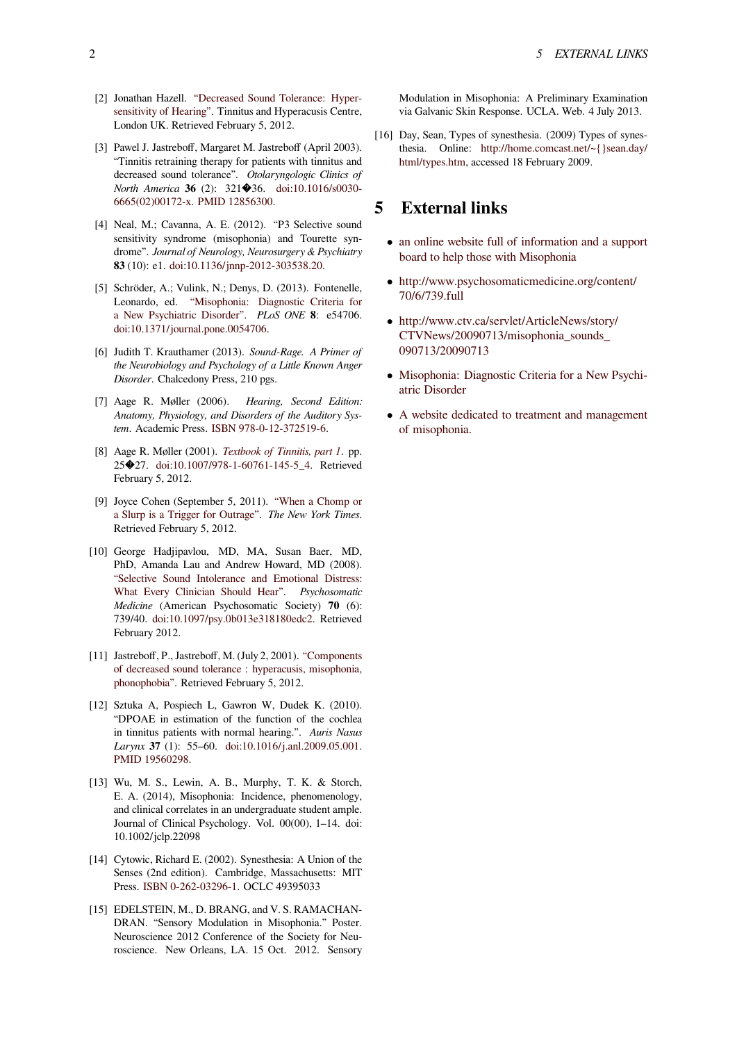[2] Jonathan Hazell. "Decreased Sound Tolerance: Hypersensitivity of Hearing". Tinnitus and Hyperacusis Centre, London UK. Retrieved February 5, 2012.

[3] Pawel J. Jastreboff, Margaret M. Jastreboff (April 2003). "Tinnitis retraining therapy for patients with tinnitus and decreased sound tolerance". *Otolaryngologic Clinics of North America* **36** (2): 321�36. doi:10.1016/s0030-6665(02)00172-x. PMID 12856300.

[4] Neal, M.; Cavanna, A. E. (2012). "P3 Selective sound sensitivity syndrome (misophonia) and Tourette syndrome". *Journal of Neurology, Neurosurgery & Psychiatry* **83** (10): e1. doi:10.1136/jnnp-2012-303538.20.

[5] Schröder, A.; Vulink, N.; Denys, D. (2013). Fontenelle, Leonardo, ed. "Misophonia: Diagnostic Criteria for a New Psychiatric Disorder". *PLoS ONE* **8**: e54706. doi:10.1371/journal.pone.0054706.

[6] Judith T. Krauthamer (2013). *Sound-Rage. A Primer of the Neurobiology and Psychology of a Little Known Anger Disorder*. Chalcedony Press, 210 pgs.

[7] Aage R. Møller (2006). *Hearing, Second Edition: Anatomy, Physiology, and Disorders of the Auditory System*. Academic Press. ISBN 978-0-12-372519-6.

[8] Aage R. Møller (2001). *Textbook of Tinnitis, part 1*. pp. 25�27. doi:10.1007/978-1-60761-145-5_4. Retrieved February 5, 2012.

[9] Joyce Cohen (September 5, 2011). "When a Chomp or a Slurp is a Trigger for Outrage". *The New York Times*. Retrieved February 5, 2012.

[10] George Hadjipavlou, MD, MA, Susan Baer, MD, PhD, Amanda Lau and Andrew Howard, MD (2008). "Selective Sound Intolerance and Emotional Distress: What Every Clinician Should Hear". *Psychosomatic Medicine* (American Psychosomatic Society) **70** (6): 739/40. doi:10.1097/psy.0b013e318180edc2. Retrieved February 2012.

[11] Jastreboff, P., Jastreboff, M. (July 2, 2001). "Components of decreased sound tolerance : hyperacusis, misophonia, phonophobia". Retrieved February 5, 2012.

[12] Sztuka A, Pospiech L, Gawron W, Dudek K. (2010). "DPOAE in estimation of the function of the cochlea in tinnitus patients with normal hearing.". *Auris Nasus Larynx* **37** (1): 55–60. doi:10.1016/j.anl.2009.05.001. PMID 19560298.

[13] Wu, M. S., Lewin, A. B., Murphy, T. K. & Storch, E. A. (2014), Misophonia: Incidence, phenomenology, and clinical correlates in an undergraduate student ample. Journal of Clinical Psychology. Vol. 00(00), 1–14. doi: 10.1002/jclp.22098

[14] Cytowic, Richard E. (2002). Synesthesia: A Union of the Senses (2nd edition). Cambridge, Massachusetts: MIT Press. ISBN 0-262-03296-1. OCLC 49395033

[15] EDELSTEIN, M., D. BRANG, and V. S. RAMACHANDRAN. "Sensory Modulation in Misophonia." Poster. Neuroscience 2012 Conference of the Society for Neuroscience. New Orleans, LA. 15 Oct. 2012. Sensory Modulation in Misophonia: A Preliminary Examination via Galvanic Skin Response. UCLA. Web. 4 July 2013.

[16] Day, Sean, Types of synesthesia. (2009) Types of synesthesia. Online: http://home.comcast.net/~{}sean.day/html/types.htm, accessed 18 February 2009.

# 5 External links

- an online website full of information and a support board to help those with Misophonia
- http://www.psychosomaticmedicine.org/content/70/6/739.full
- http://www.ctv.ca/servlet/ArticleNews/story/CTVNews/20090713/misophonia_sounds_090713/20090713
- Misophonia: Diagnostic Criteria for a New Psychiatric Disorder
- A website dedicated to treatment and management of misophonia.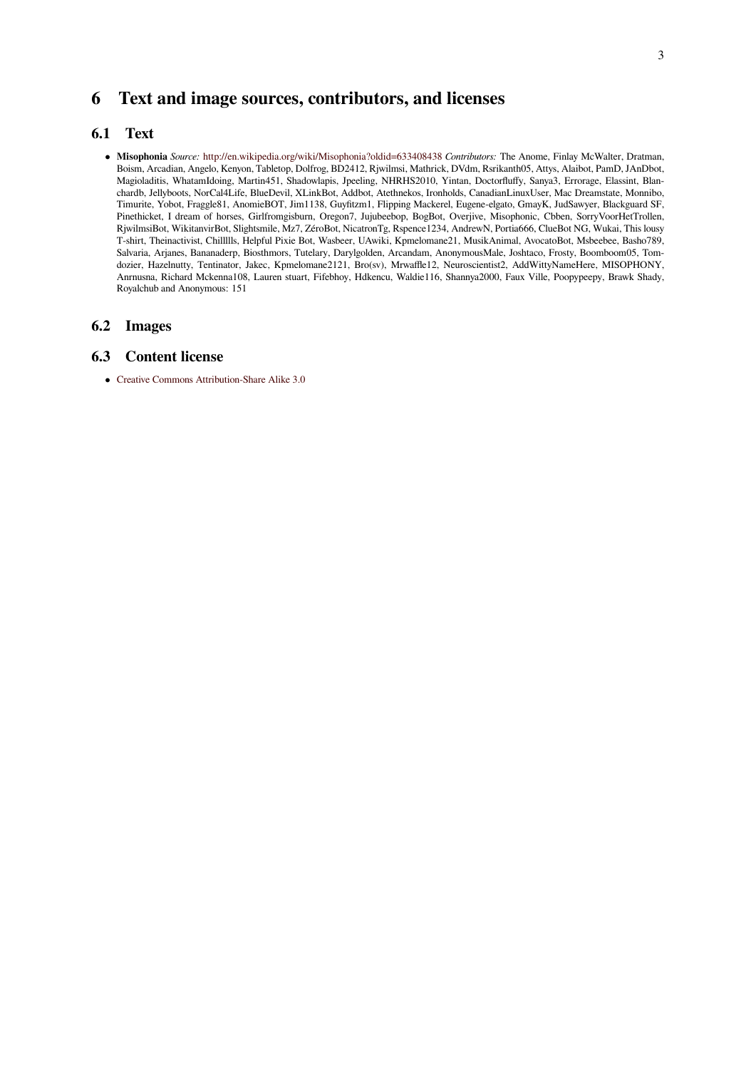# 6 Text and image sources, contributors, and licenses

## 6.1 Text

- **Misophonia** *Source:* http://en.wikipedia.org/wiki/Misophonia?oldid=633408438 *Contributors:* The Anome, Finlay McWalter, Dratman, Boism, Arcadian, Angelo, Kenyon, Tabletop, Dolfrog, BD2412, Rjwilmsi, Mathrick, DVdm, Rsrikanth05, Attys, Alaibot, PamD, JAnDbot, Magioladitis, WhatamIdoing, Martin451, Shadowlapis, Jpeeling, NHRHS2010, Yintan, Doctorfluffy, Sanya3, Errorage, Elassint, Blanchardb, Jellyboots, NorCal4Life, BlueDevil, XLinkBot, Addbot, Atethnekos, Ironholds, CanadianLinuxUser, Mac Dreamstate, Monnibo, Timurite, Yobot, Fraggle81, AnomieBOT, Jim1138, Guyfitzm1, Flipping Mackerel, Eugene-elgato, GmayK, JudSawyer, Blackguard SF, Pinethicket, I dream of horses, Girlfromgisburn, Oregon7, Jujubeebop, BogBot, Overjive, Misophonic, Cbben, SorryVoorHetTrollen, RjwilmsiBot, WikitanvirBot, Slightsmile, Mz7, ZéroBot, NicatronTg, Rspence1234, AndrewN, Portia666, ClueBot NG, Wukai, This lousy T-shirt, Theinactivist, Chillllls, Helpful Pixie Bot, Wasbeer, UAwiki, Kpmelomane21, MusikAnimal, AvocatoBot, Msbeebee, Basho789, Salvaria, Arjanes, Bananaderp, Biosthmors, Tutelary, Darylgolden, Arcandam, AnonymousMale, Joshtaco, Frosty, Boomboom05, Tomdozier, Hazelnutty, Tentinator, Jakec, Kpmelomane2121, Bro(sv), Mrwaffle12, Neuroscientist2, AddWittyNameHere, MISOPHONY, Anrnusna, Richard Mckenna108, Lauren stuart, Fifebhoy, Hdkencu, Waldie116, Shannya2000, Faux Ville, Poopypeepy, Brawk Shady, Royalchub and Anonymous: 151

## 6.2 Images

## 6.3 Content license

- Creative Commons Attribution-Share Alike 3.0